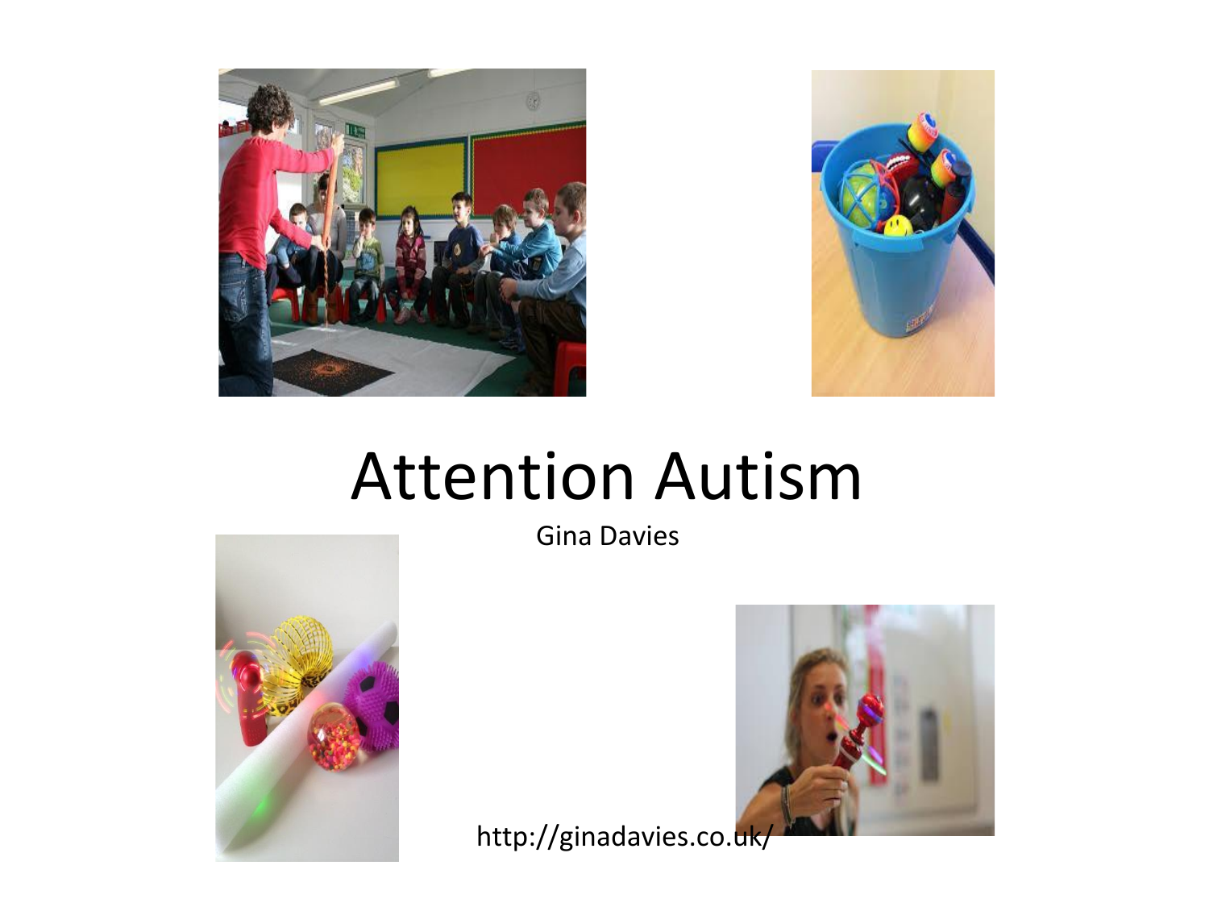# Attention Autism

Gina Davies

http://ginadavies.co.uk/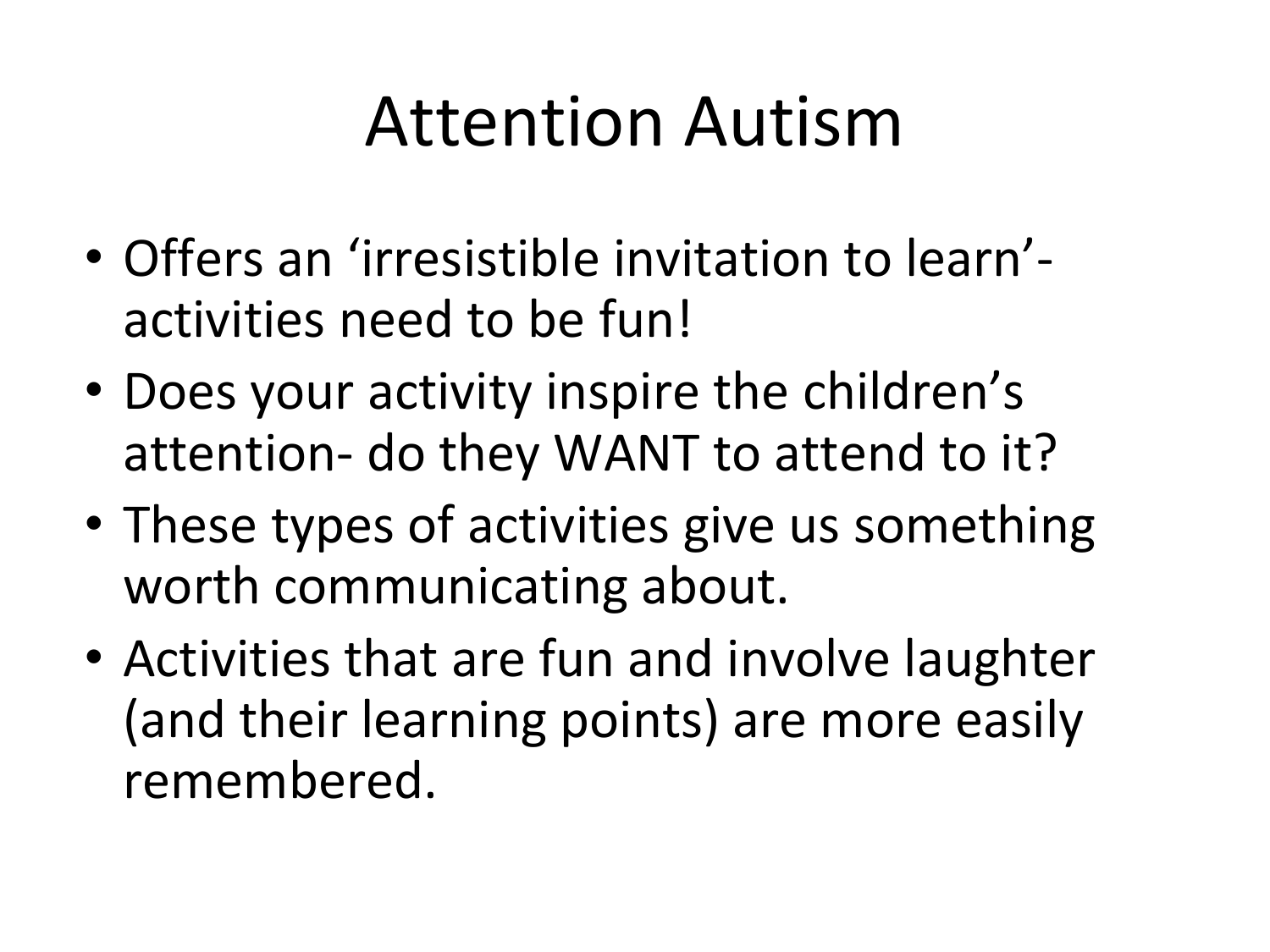# Attention Autism

- Offers an ‘irresistible invitation to learn’- activities need to be fun!
- Does your activity inspire the children’s attention- do they WANT to attend to it?
- These types of activities give us something worth communicating about.
- Activities that are fun and involve laughter (and their learning points) are more easily remembered.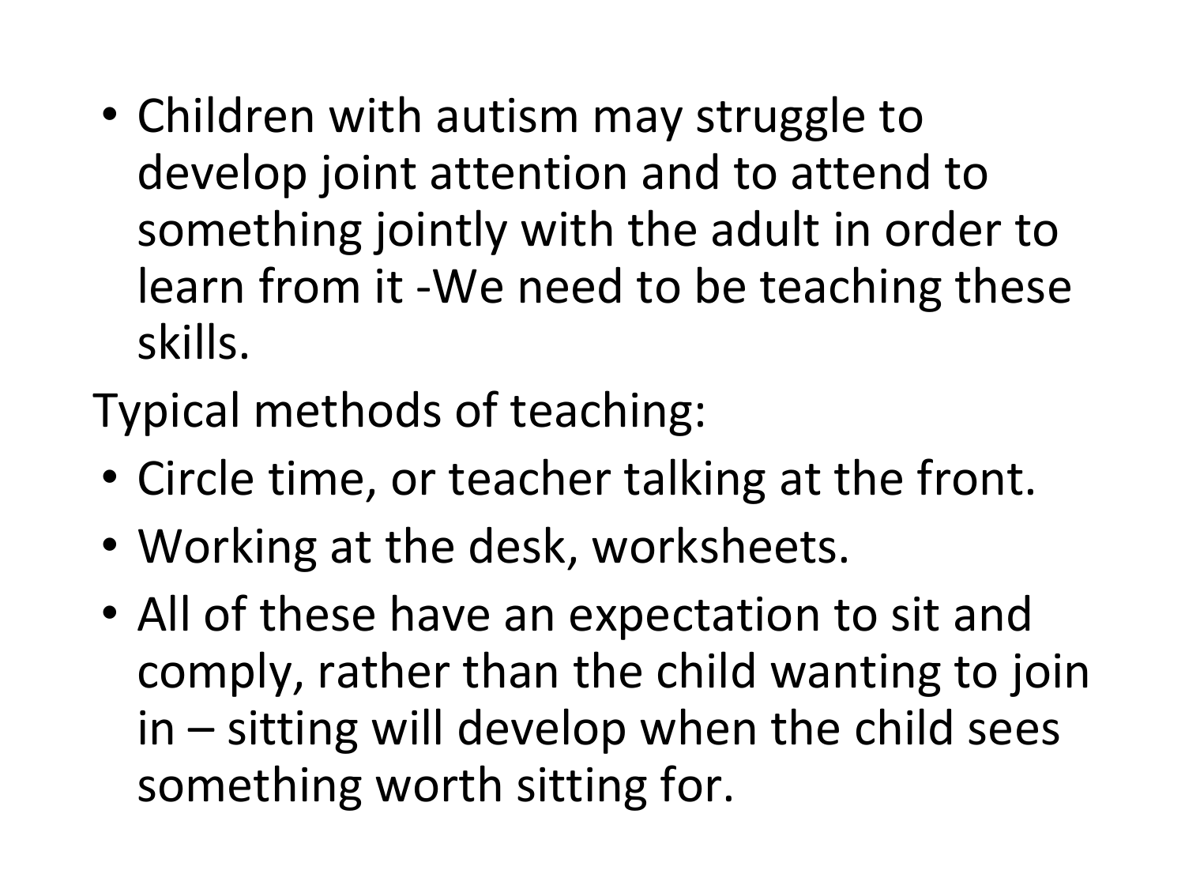- Children with autism may struggle to develop joint attention and to attend to something jointly with the adult in order to learn from it -We need to be teaching these skills.

Typical methods of teaching:

- Circle time, or teacher talking at the front.
- Working at the desk, worksheets.
- All of these have an expectation to sit and comply, rather than the child wanting to join in – sitting will develop when the child sees something worth sitting for.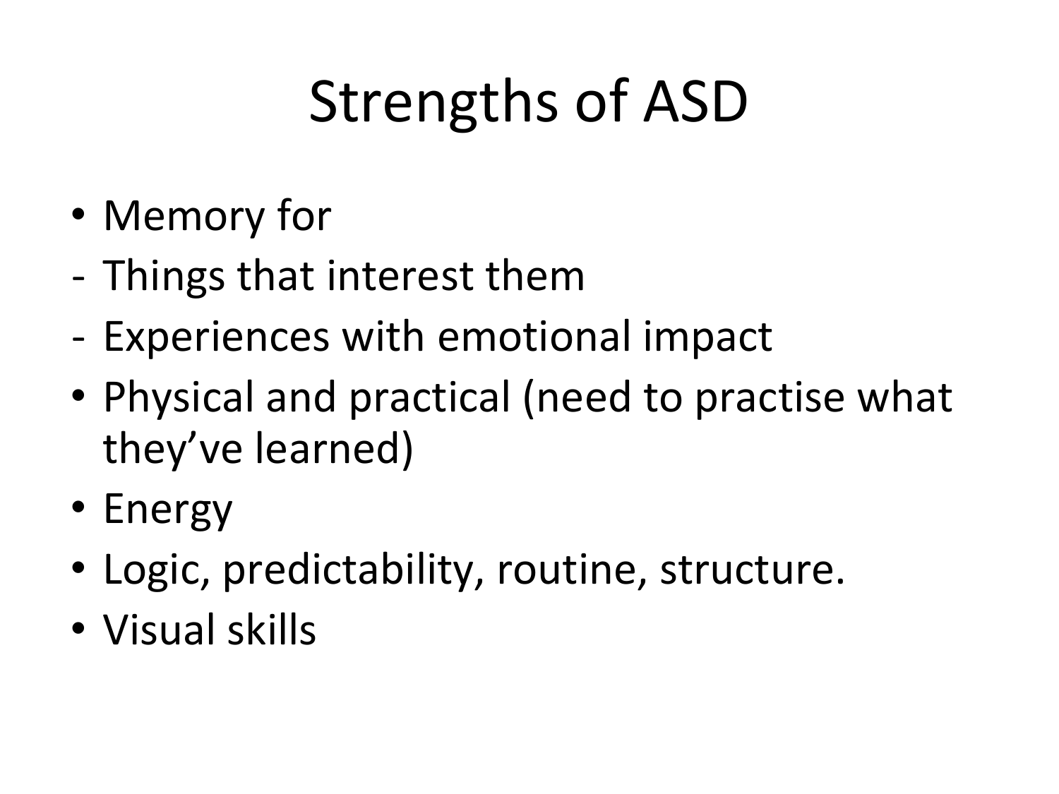# Strengths of ASD

- Memory for
  - Things that interest them
  - Experiences with emotional impact
- Physical and practical (need to practise what they've learned)
- Energy
- Logic, predictability, routine, structure.
- Visual skills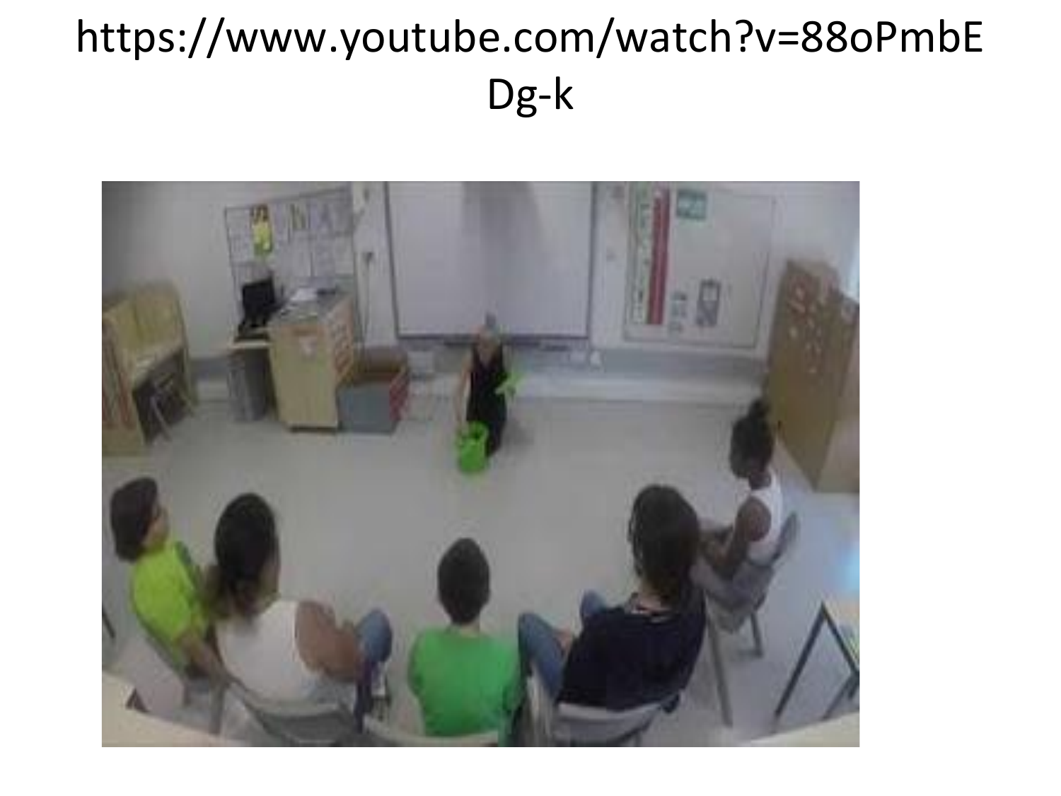https://www.youtube.com/watch?v=88oPmbEDg-k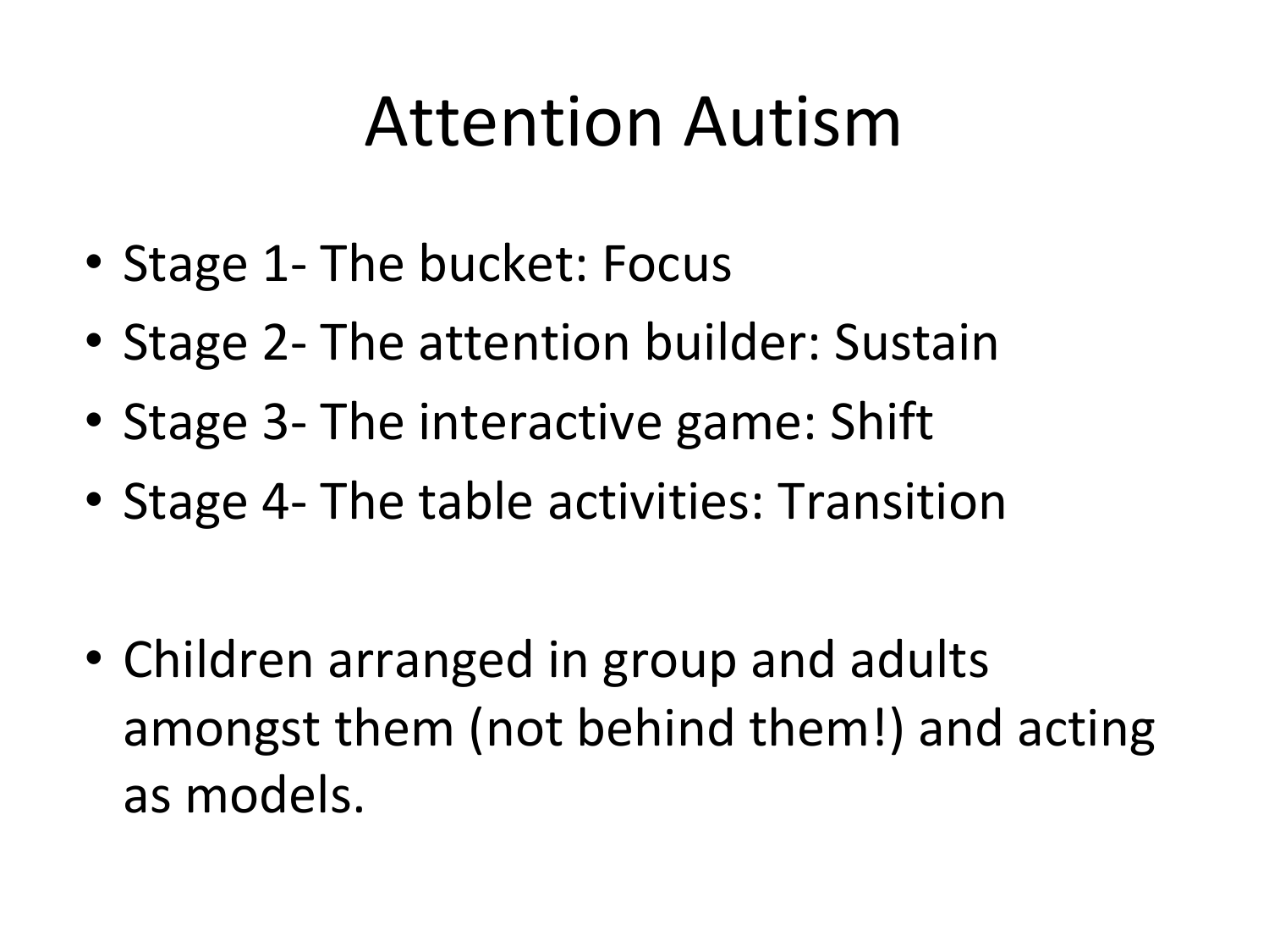# Attention Autism

- Stage 1- The bucket: Focus
- Stage 2- The attention builder: Sustain
- Stage 3- The interactive game: Shift
- Stage 4- The table activities: Transition

- Children arranged in group and adults amongst them (not behind them!) and acting as models.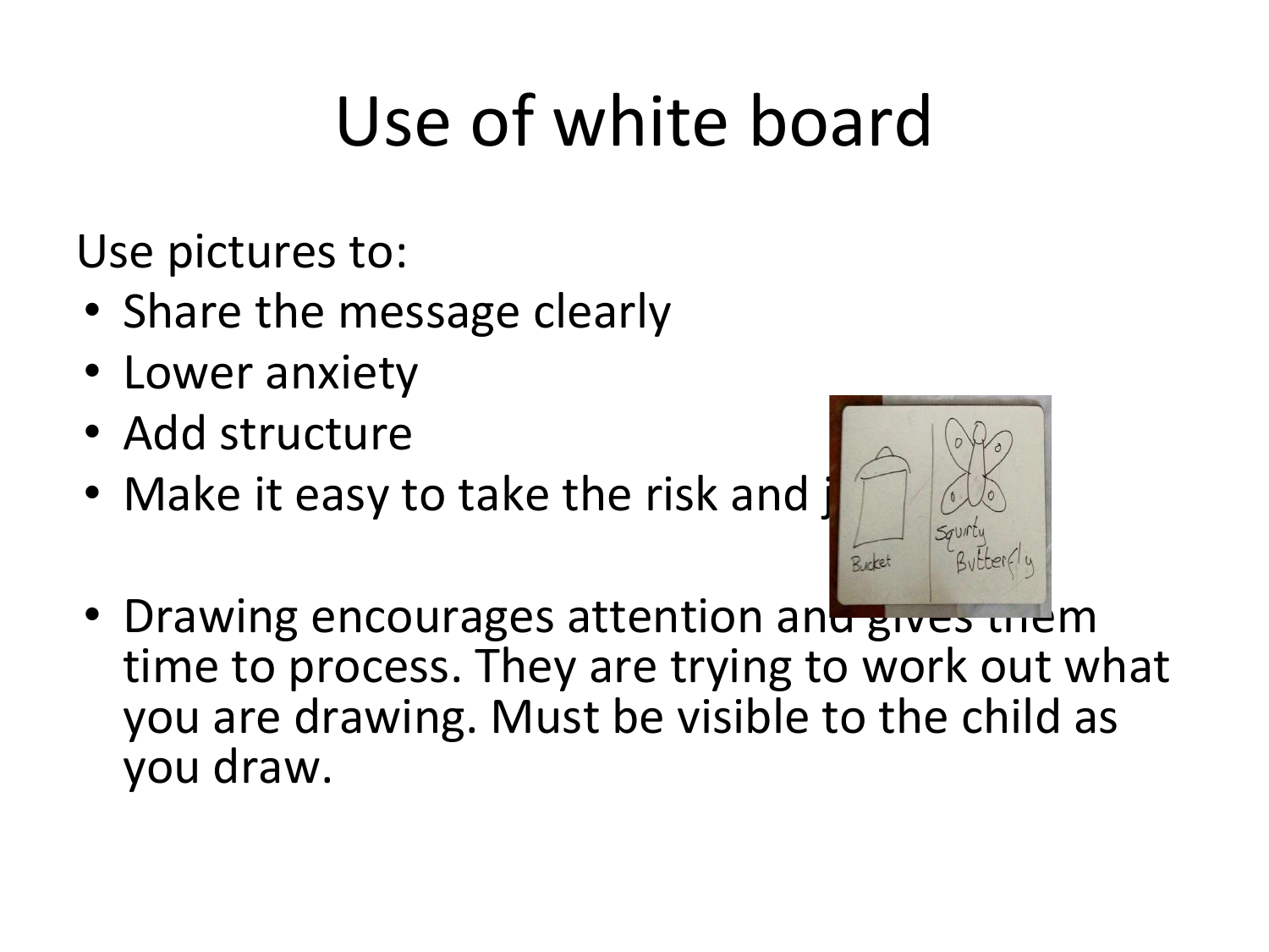# Use of white board

Use pictures to:

- Share the message clearly
- Lower anxiety
- Add structure
- Make it easy to take the risk and j

- Drawing encourages attention and gives them time to process. They are trying to work out what you are drawing. Must be visible to the child as you draw.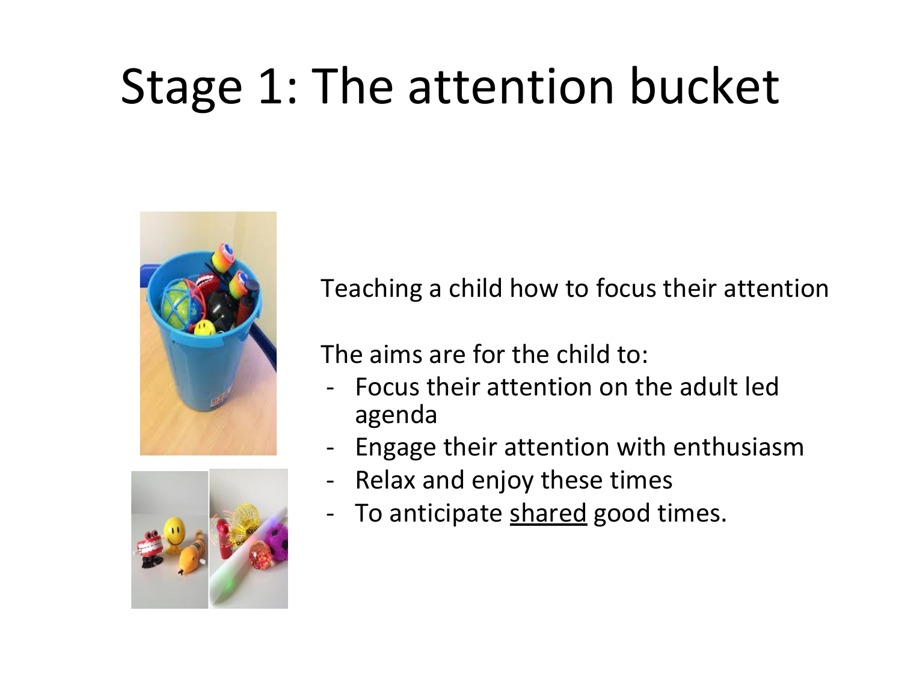# Stage 1: The attention bucket

Teaching a child how to focus their attention

The aims are for the child to:

- Focus their attention on the adult led agenda
- Engage their attention with enthusiasm
- Relax and enjoy these times
- To anticipate <u>shared</u> good times.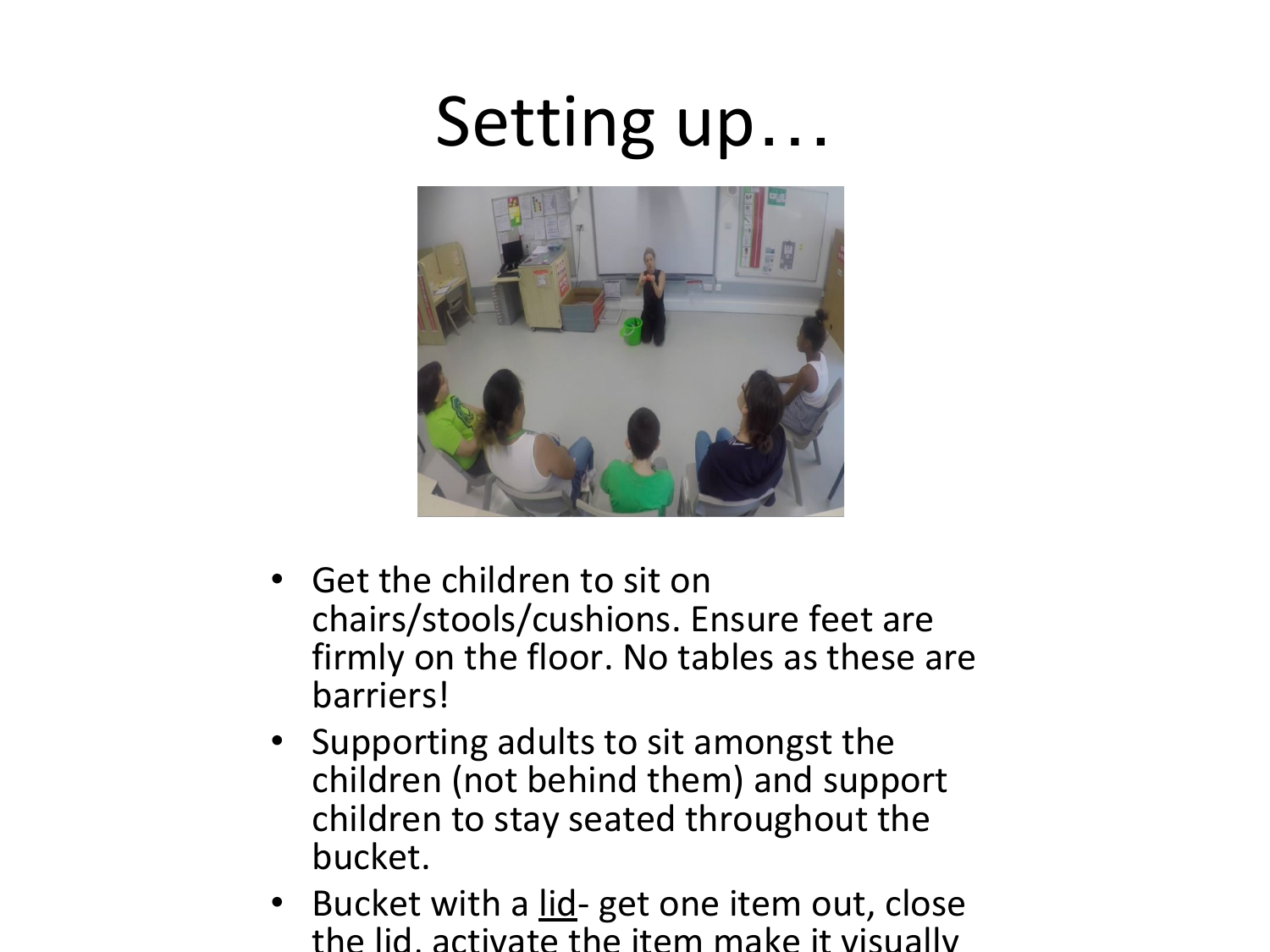# Setting up…

- Get the children to sit on chairs/stools/cushions. Ensure feet are firmly on the floor. No tables as these are barriers!
- Supporting adults to sit amongst the children (not behind them) and support children to stay seated throughout the bucket.
- Bucket with a <u>lid</u>- get one item out, close the lid, activate the item make it visually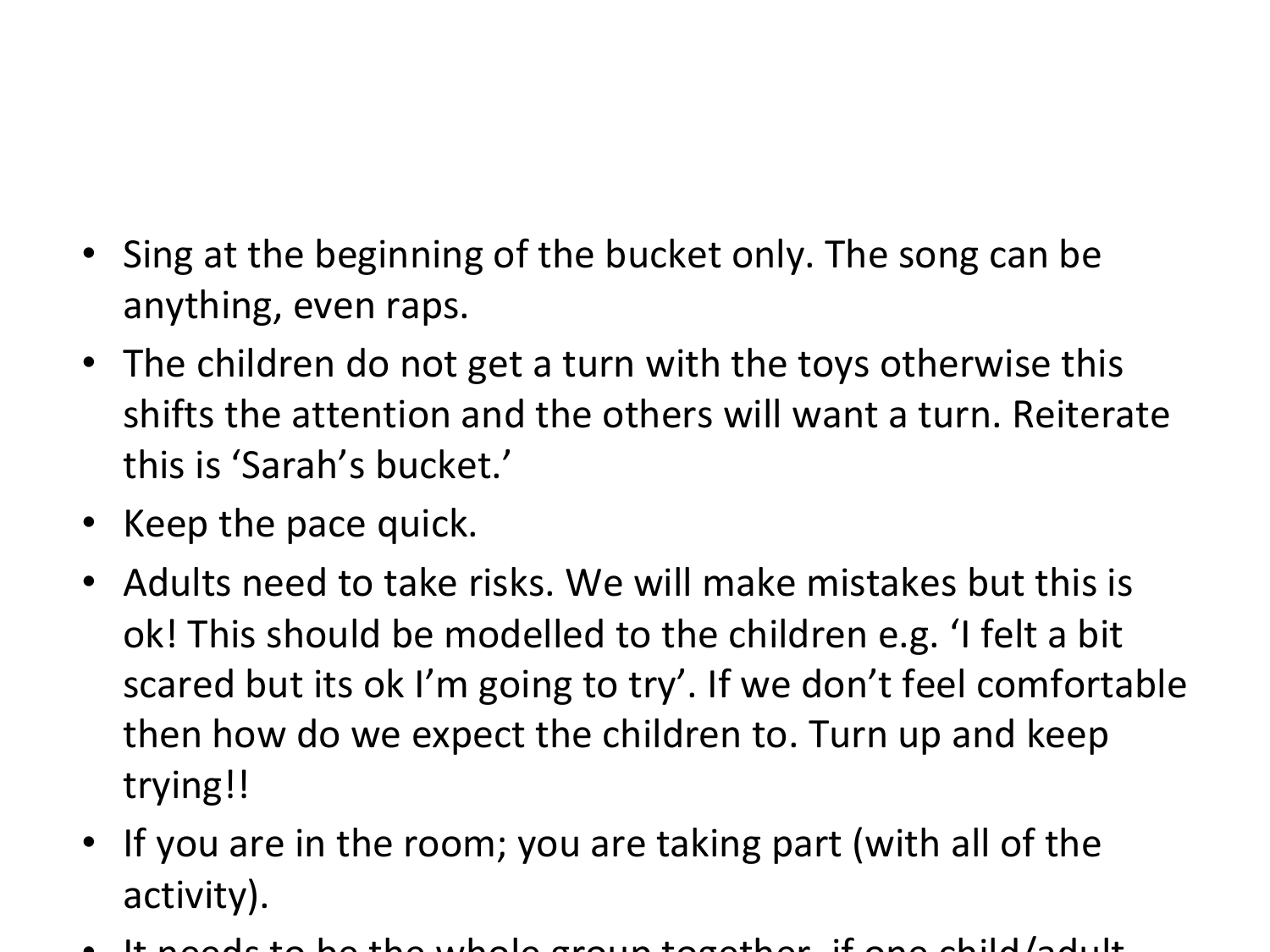- Sing at the beginning of the bucket only. The song can be anything, even raps.
- The children do not get a turn with the toys otherwise this shifts the attention and the others will want a turn. Reiterate this is 'Sarah's bucket.'
- Keep the pace quick.
- Adults need to take risks. We will make mistakes but this is ok! This should be modelled to the children e.g. 'I felt a bit scared but its ok I'm going to try'. If we don't feel comfortable then how do we expect the children to. Turn up and keep trying!!
- If you are in the room; you are taking part (with all of the activity).
- It needs to be the whole group together, if one child/adult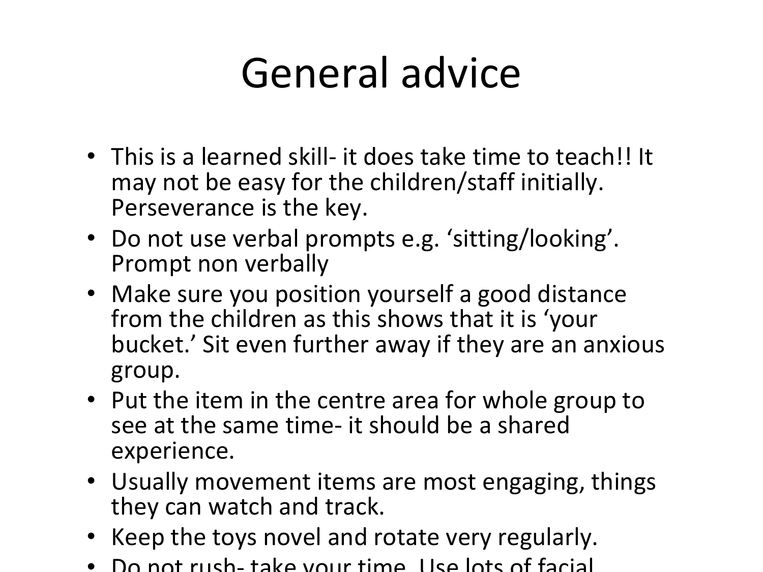# General advice

- This is a learned skill- it does take time to teach!! It may not be easy for the children/staff initially. Perseverance is the key.
- Do not use verbal prompts e.g. 'sitting/looking'. Prompt non verbally
- Make sure you position yourself a good distance from the children as this shows that it is 'your bucket.' Sit even further away if they are an anxious group.
- Put the item in the centre area for whole group to see at the same time- it should be a shared experience.
- Usually movement items are most engaging, things they can watch and track.
- Keep the toys novel and rotate very regularly.
- Do not rush- take your time. Use lots of facial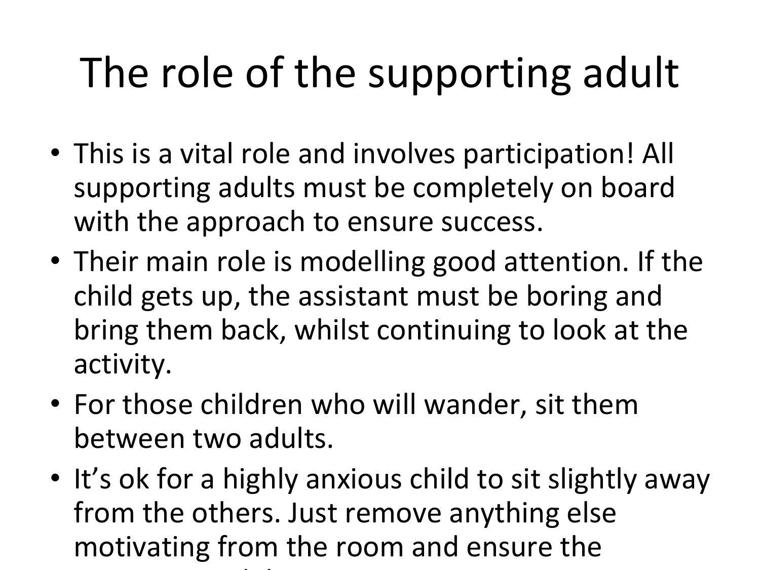# The role of the supporting adult

- This is a vital role and involves participation! All supporting adults must be completely on board with the approach to ensure success.
- Their main role is modelling good attention. If the child gets up, the assistant must be boring and bring them back, whilst continuing to look at the activity.
- For those children who will wander, sit them between two adults.
- It's ok for a highly anxious child to sit slightly away from the others. Just remove anything else motivating from the room and ensure the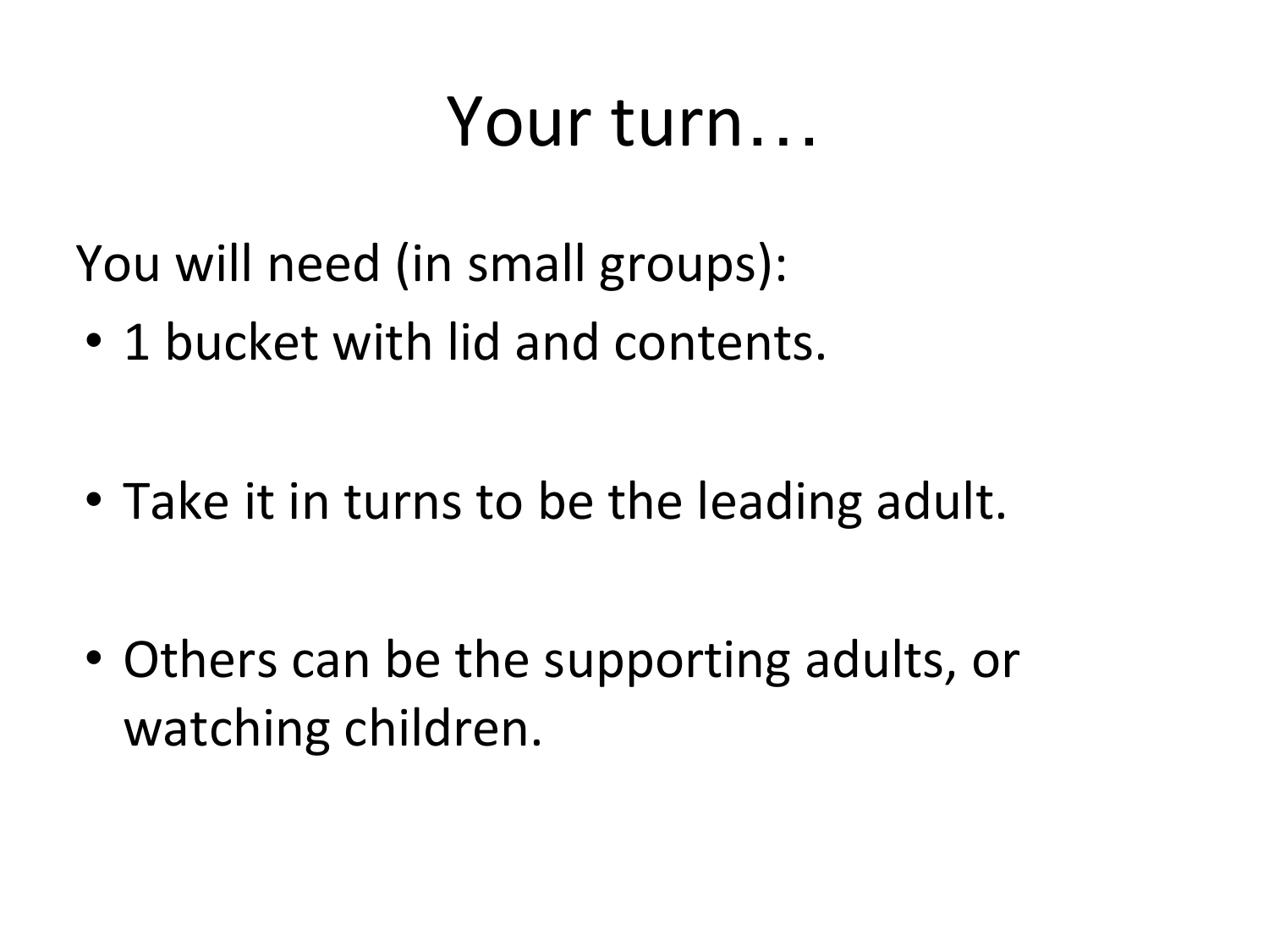# Your turn…

You will need (in small groups):

- 1 bucket with lid and contents.
- Take it in turns to be the leading adult.
- Others can be the supporting adults, or watching children.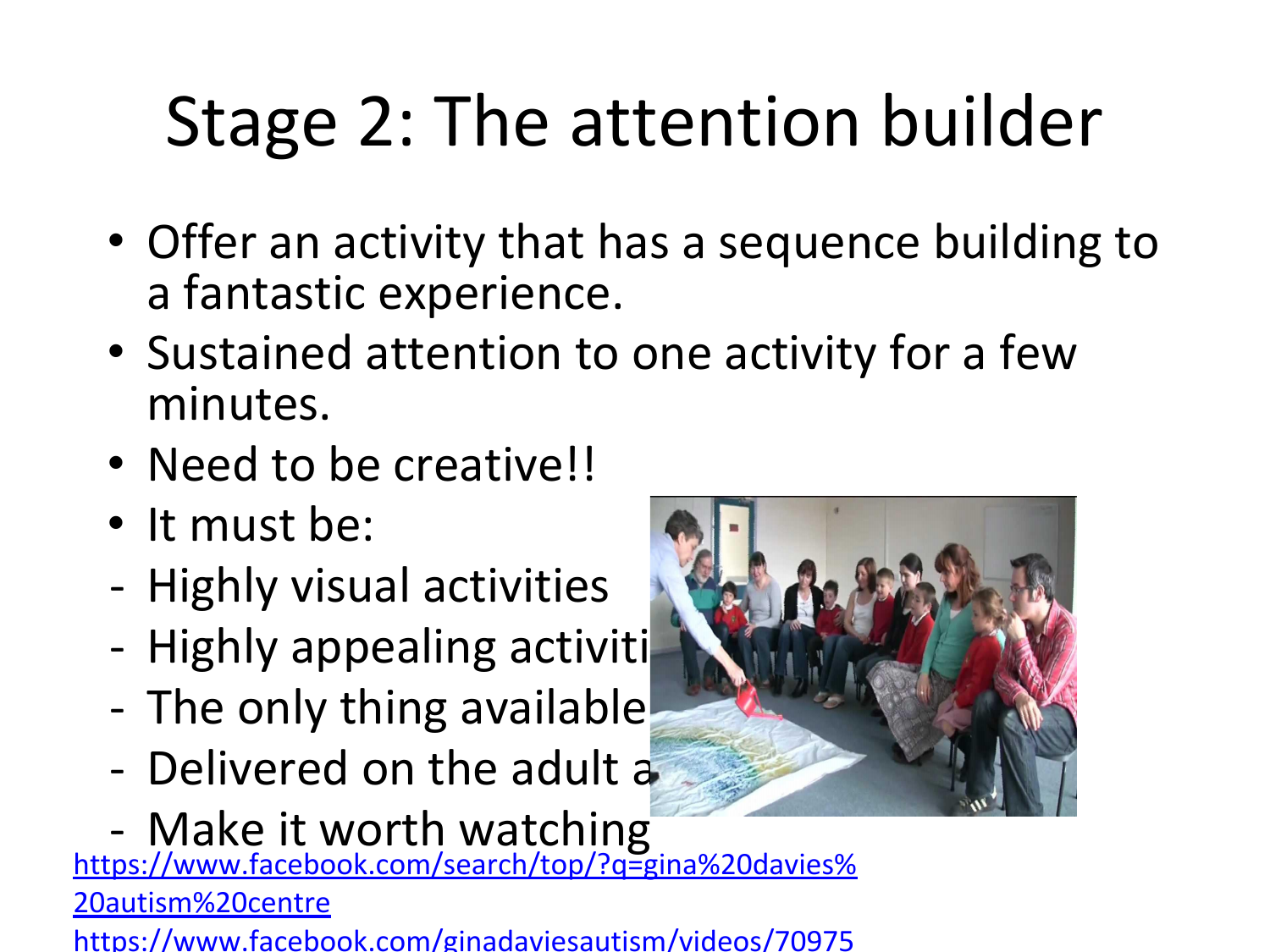# Stage 2: The attention builder

- Offer an activity that has a sequence building to a fantastic experience.
- Sustained attention to one activity for a few minutes.
- Need to be creative!!
- It must be:
  - Highly visual activities
  - Highly appealing activiti
  - The only thing available
  - Delivered on the adult a
  - Make it worth watching

https://www.facebook.com/search/top/?q=gina%20davies%20autism%20centre

https://www.facebook.com/ginadaviesautism/videos/70975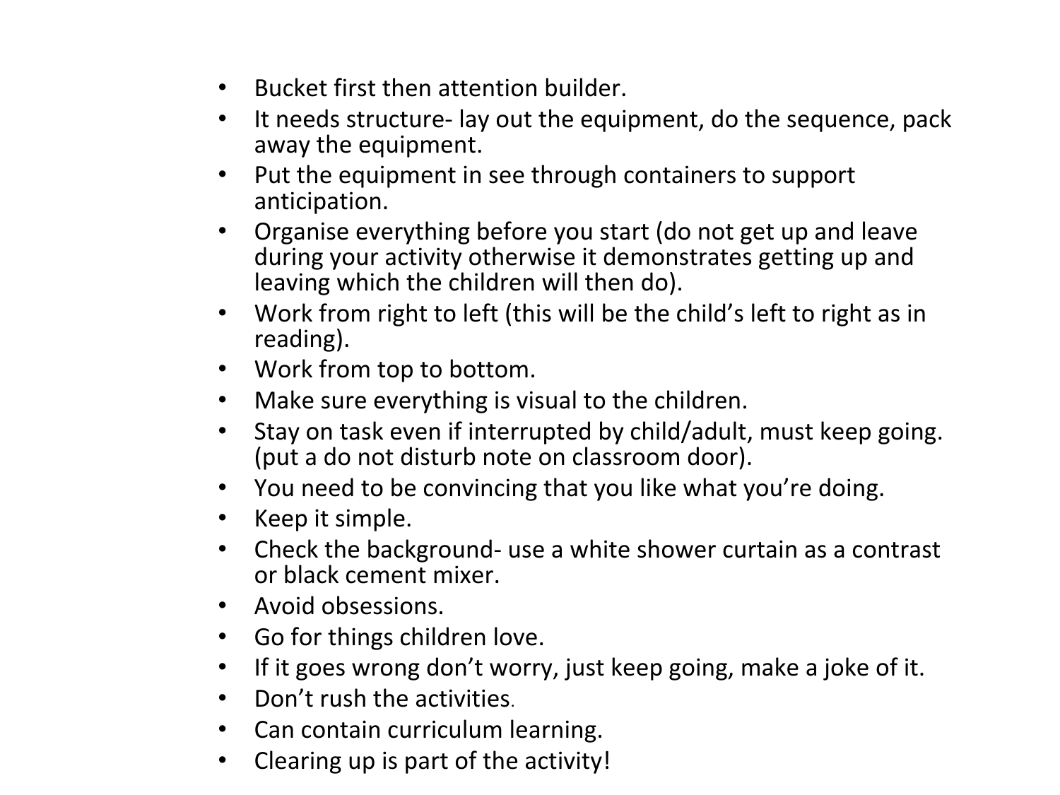- Bucket first then attention builder.
- It needs structure- lay out the equipment, do the sequence, pack away the equipment.
- Put the equipment in see through containers to support anticipation.
- Organise everything before you start (do not get up and leave during your activity otherwise it demonstrates getting up and leaving which the children will then do).
- Work from right to left (this will be the child's left to right as in reading).
- Work from top to bottom.
- Make sure everything is visual to the children.
- Stay on task even if interrupted by child/adult, must keep going. (put a do not disturb note on classroom door).
- You need to be convincing that you like what you're doing.
- Keep it simple.
- Check the background- use a white shower curtain as a contrast or black cement mixer.
- Avoid obsessions.
- Go for things children love.
- If it goes wrong don't worry, just keep going, make a joke of it.
- Don't rush the activities.
- Can contain curriculum learning.
- Clearing up is part of the activity!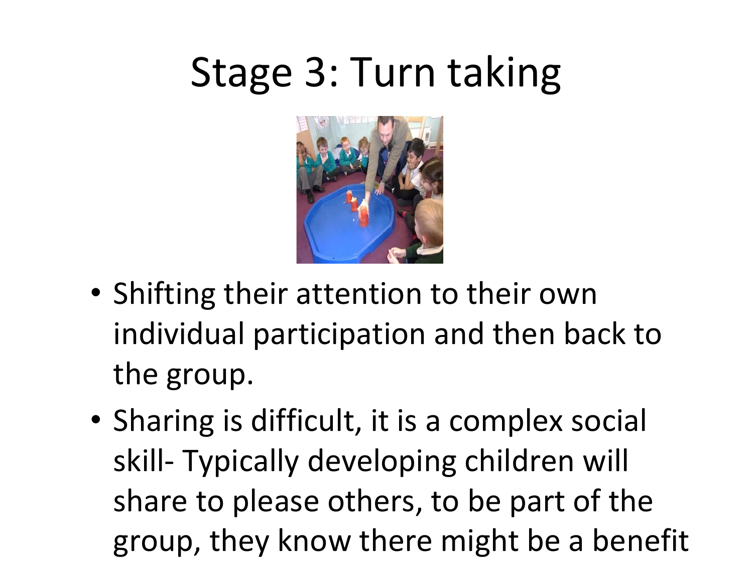# Stage 3: Turn taking

- Shifting their attention to their own individual participation and then back to the group.
- Sharing is difficult, it is a complex social skill- Typically developing children will share to please others, to be part of the group, they know there might be a benefit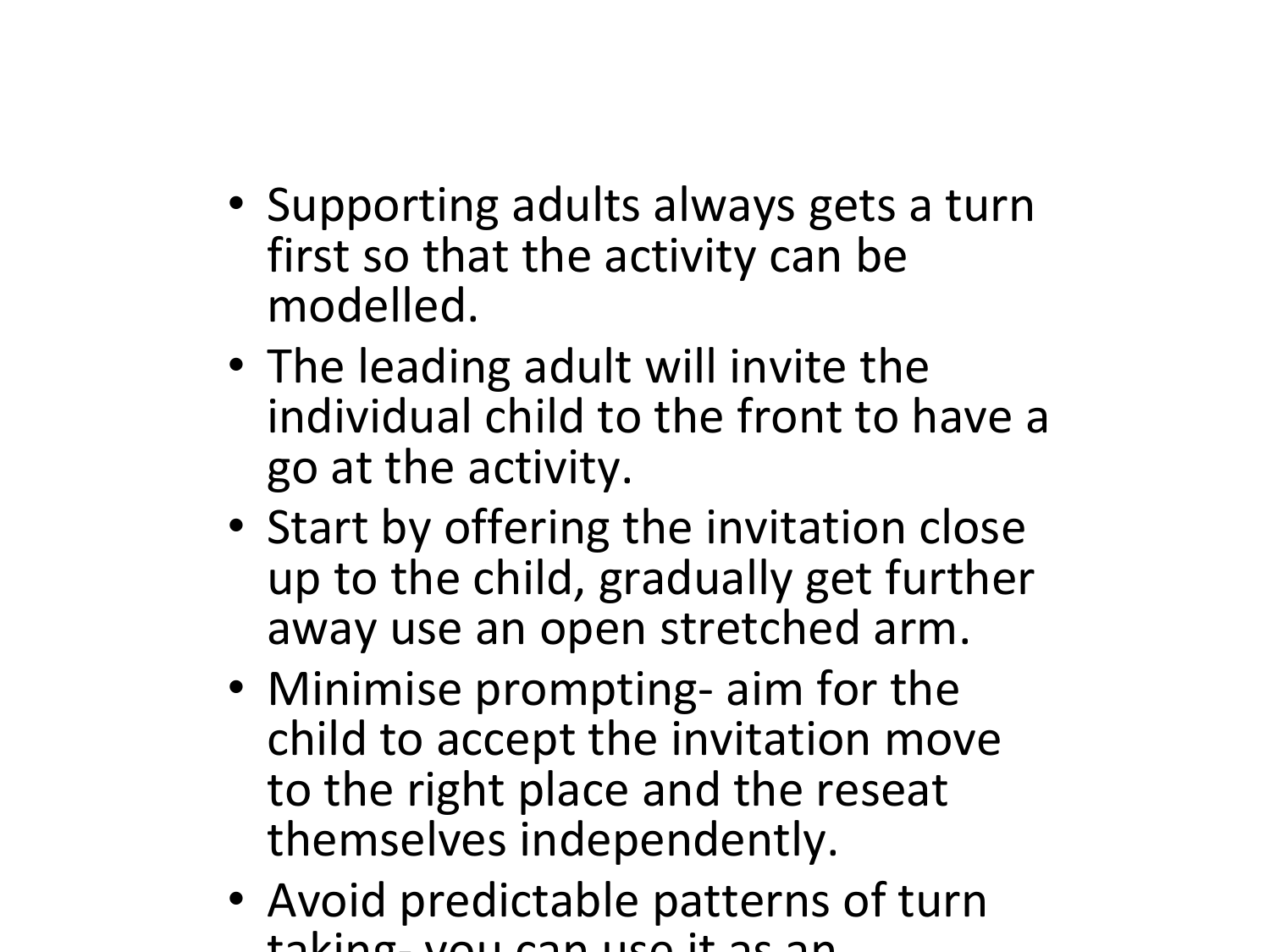- Supporting adults always gets a turn first so that the activity can be modelled.
- The leading adult will invite the individual child to the front to have a go at the activity.
- Start by offering the invitation close up to the child, gradually get further away use an open stretched arm.
- Minimise prompting- aim for the child to accept the invitation move to the right place and the reseat themselves independently.
- Avoid predictable patterns of turn taking- you can use it as an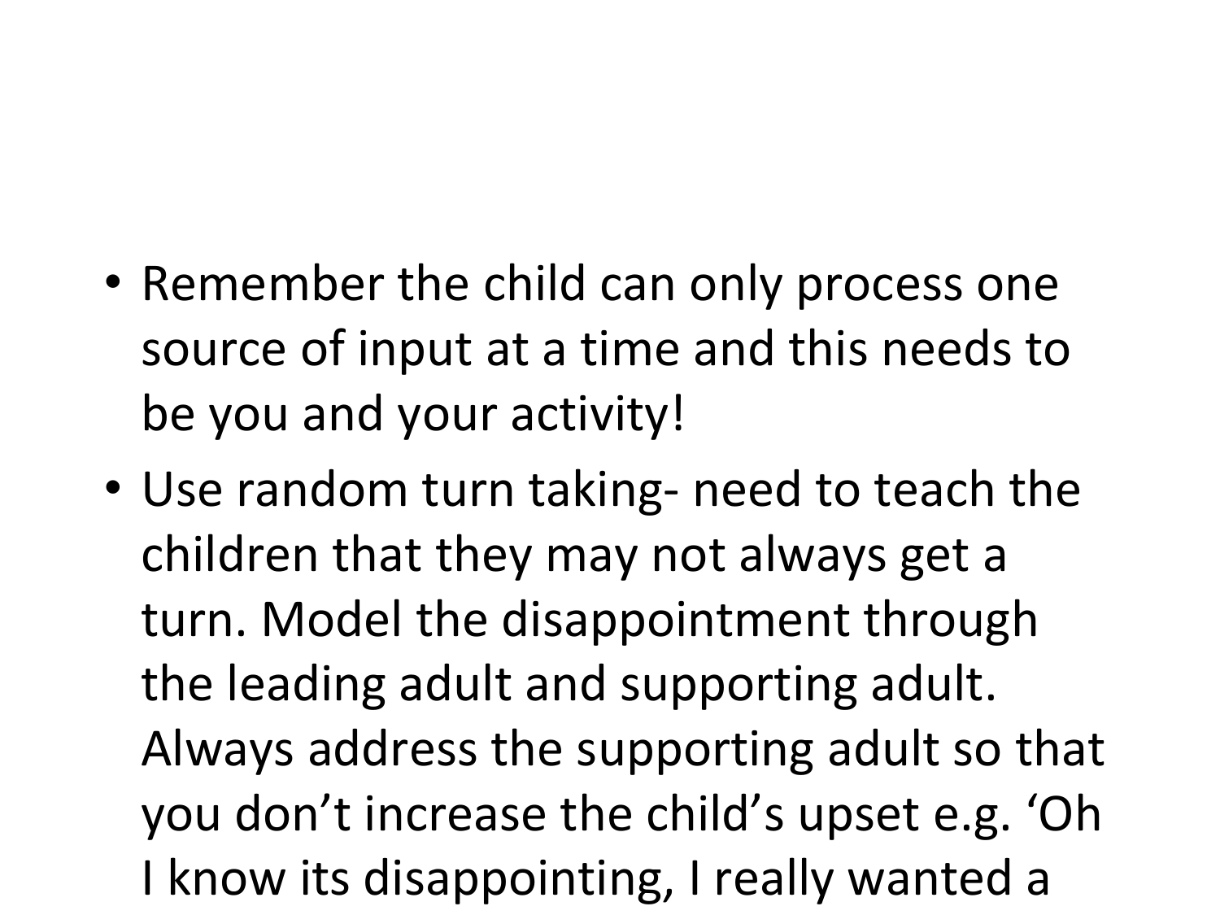- Remember the child can only process one source of input at a time and this needs to be you and your activity!
- Use random turn taking- need to teach the children that they may not always get a turn. Model the disappointment through the leading adult and supporting adult. Always address the supporting adult so that you don't increase the child's upset e.g. 'Oh I know its disappointing, I really wanted a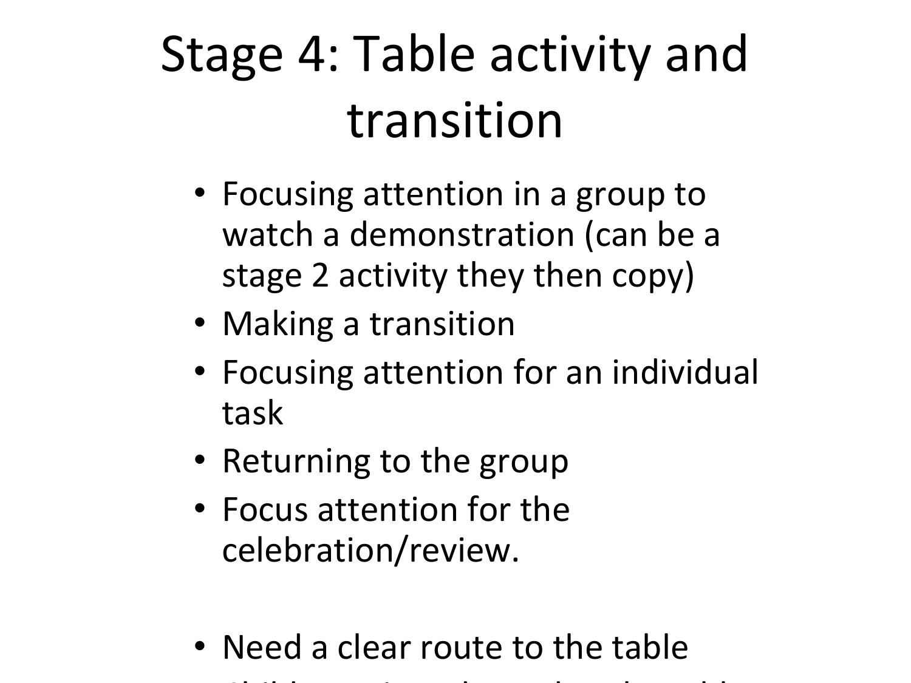# Stage 4: Table activity and transition

- Focusing attention in a group to watch a demonstration (can be a stage 2 activity they then copy)
- Making a transition
- Focusing attention for an individual task
- Returning to the group
- Focus attention for the celebration/review.

- Need a clear route to the table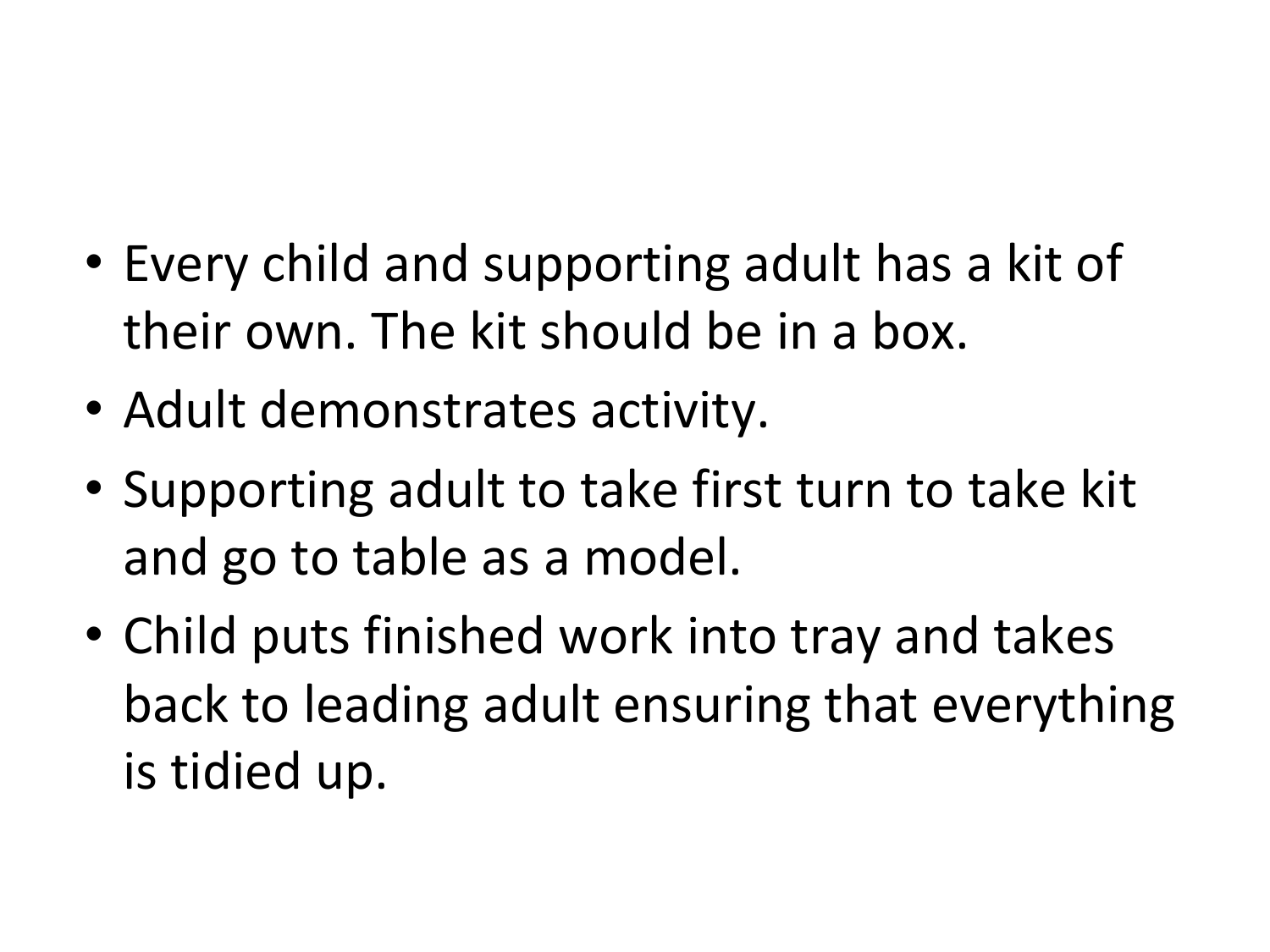- Every child and supporting adult has a kit of their own. The kit should be in a box.
- Adult demonstrates activity.
- Supporting adult to take first turn to take kit and go to table as a model.
- Child puts finished work into tray and takes back to leading adult ensuring that everything is tidied up.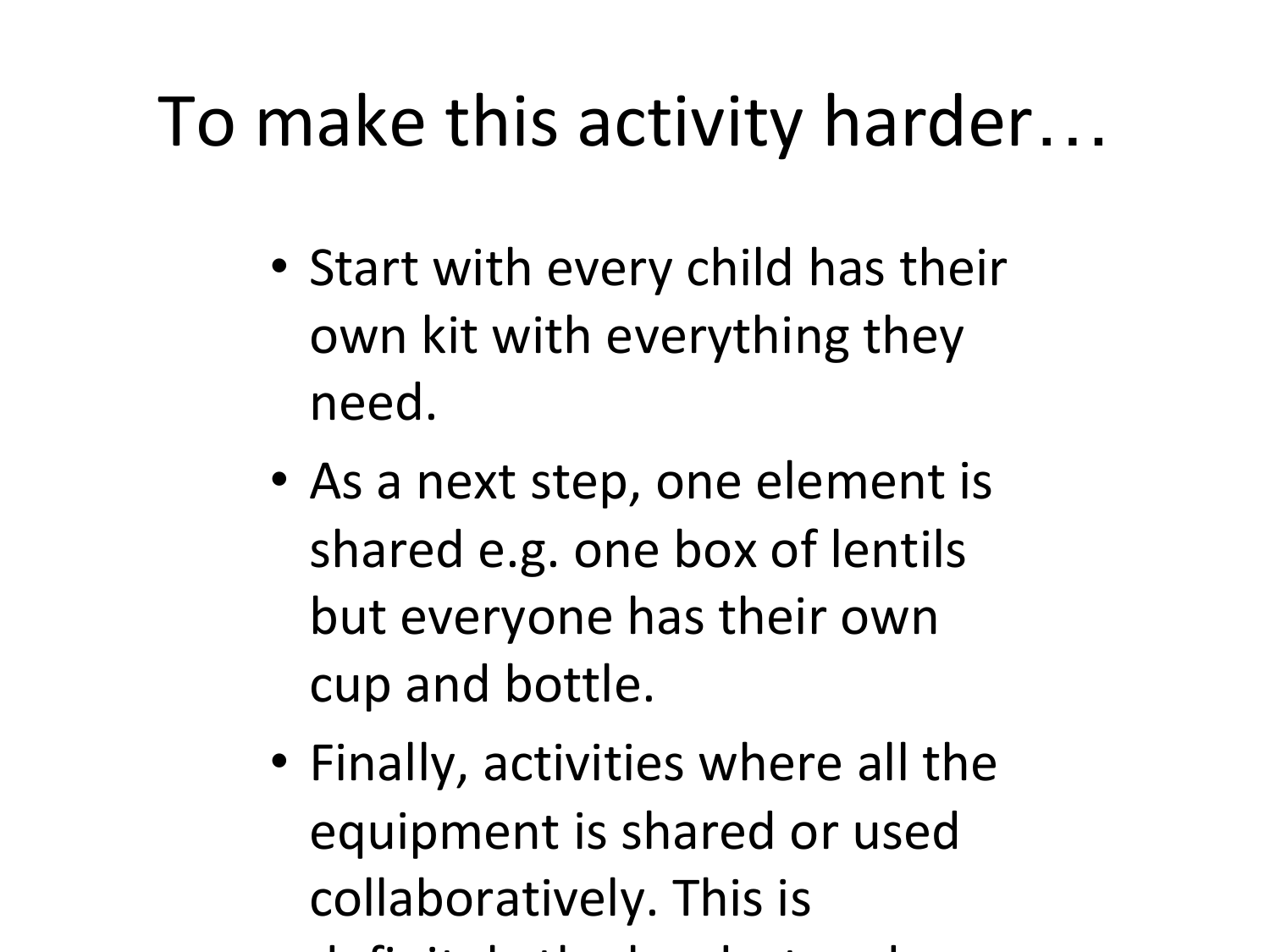# To make this activity harder…

- Start with every child has their own kit with everything they need.
- As a next step, one element is shared e.g. one box of lentils but everyone has their own cup and bottle.
- Finally, activities where all the equipment is shared or used collaboratively. This is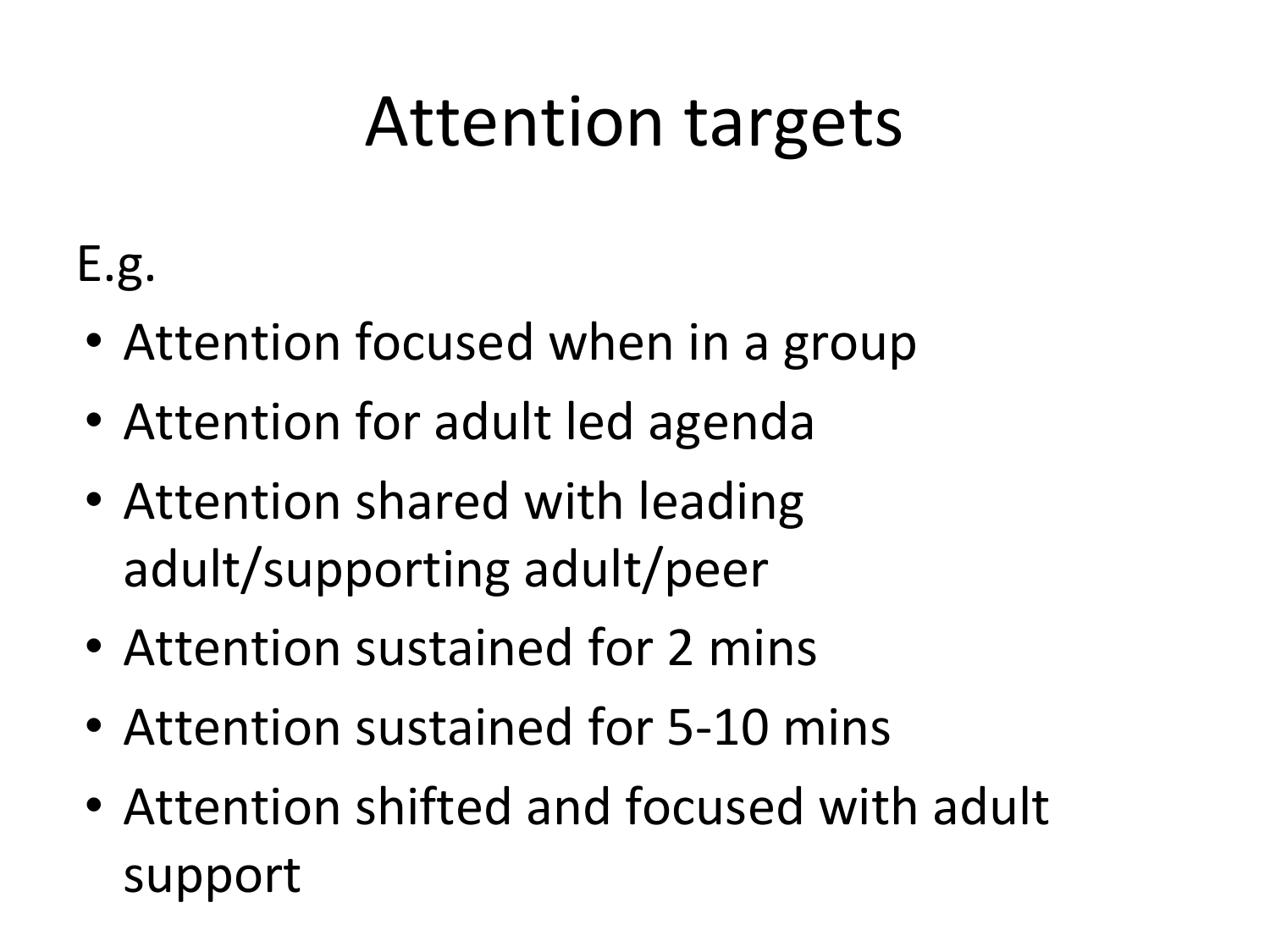# Attention targets

E.g.

- Attention focused when in a group
- Attention for adult led agenda
- Attention shared with leading adult/supporting adult/peer
- Attention sustained for 2 mins
- Attention sustained for 5-10 mins
- Attention shifted and focused with adult support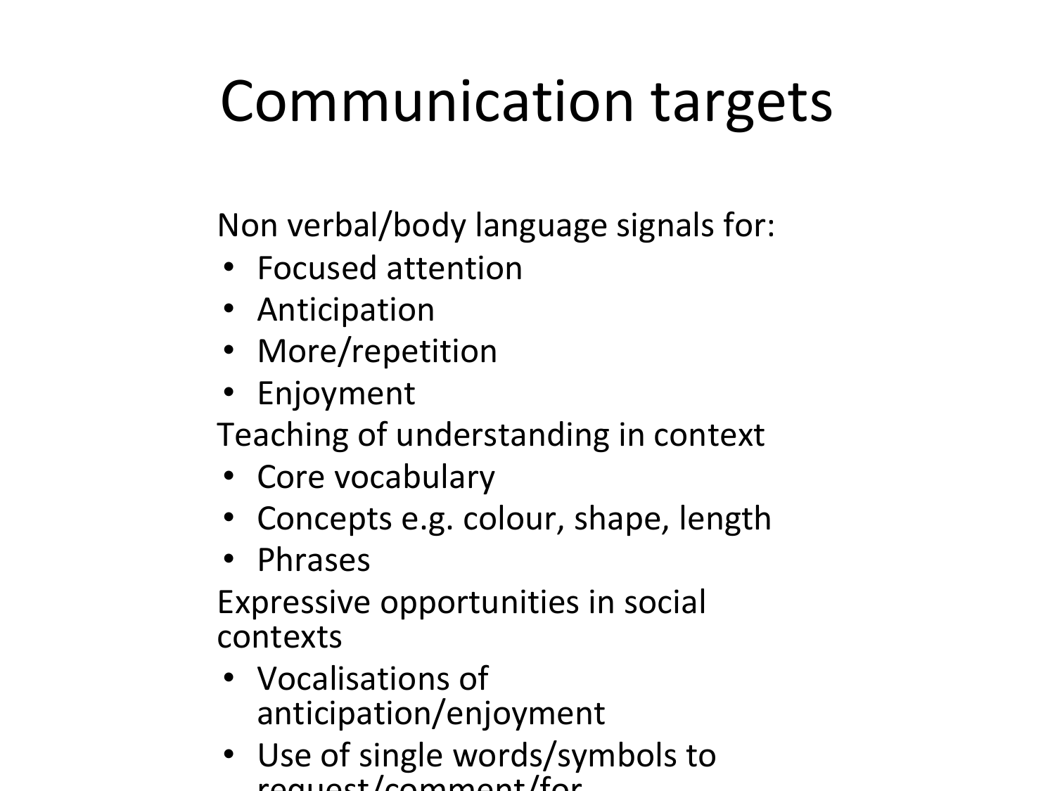# Communication targets

Non verbal/body language signals for:

- Focused attention
- Anticipation
- More/repetition
- Enjoyment

Teaching of understanding in context

- Core vocabulary
- Concepts e.g. colour, shape, length
- Phrases

Expressive opportunities in social contexts

- Vocalisations of anticipation/enjoyment
- Use of single words/symbols to request/comment/for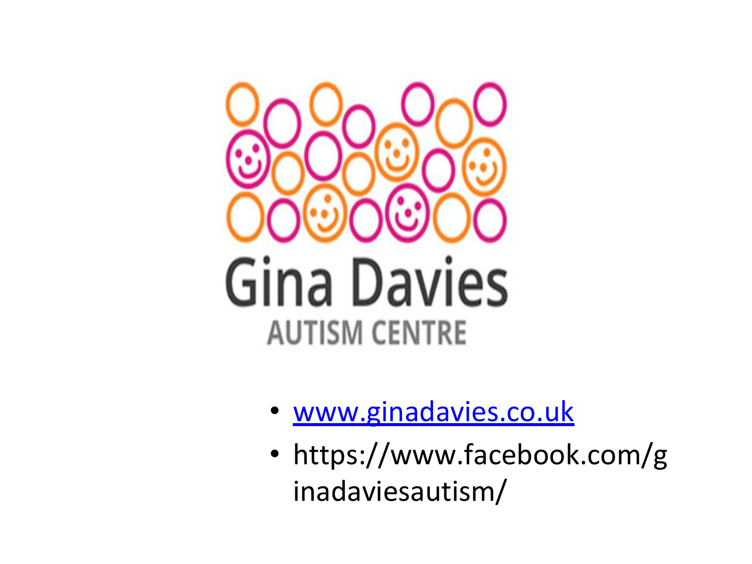Gina Davies

AUTISM CENTRE

- www.ginadavies.co.uk
- https://www.facebook.com/ginadaviesautism/